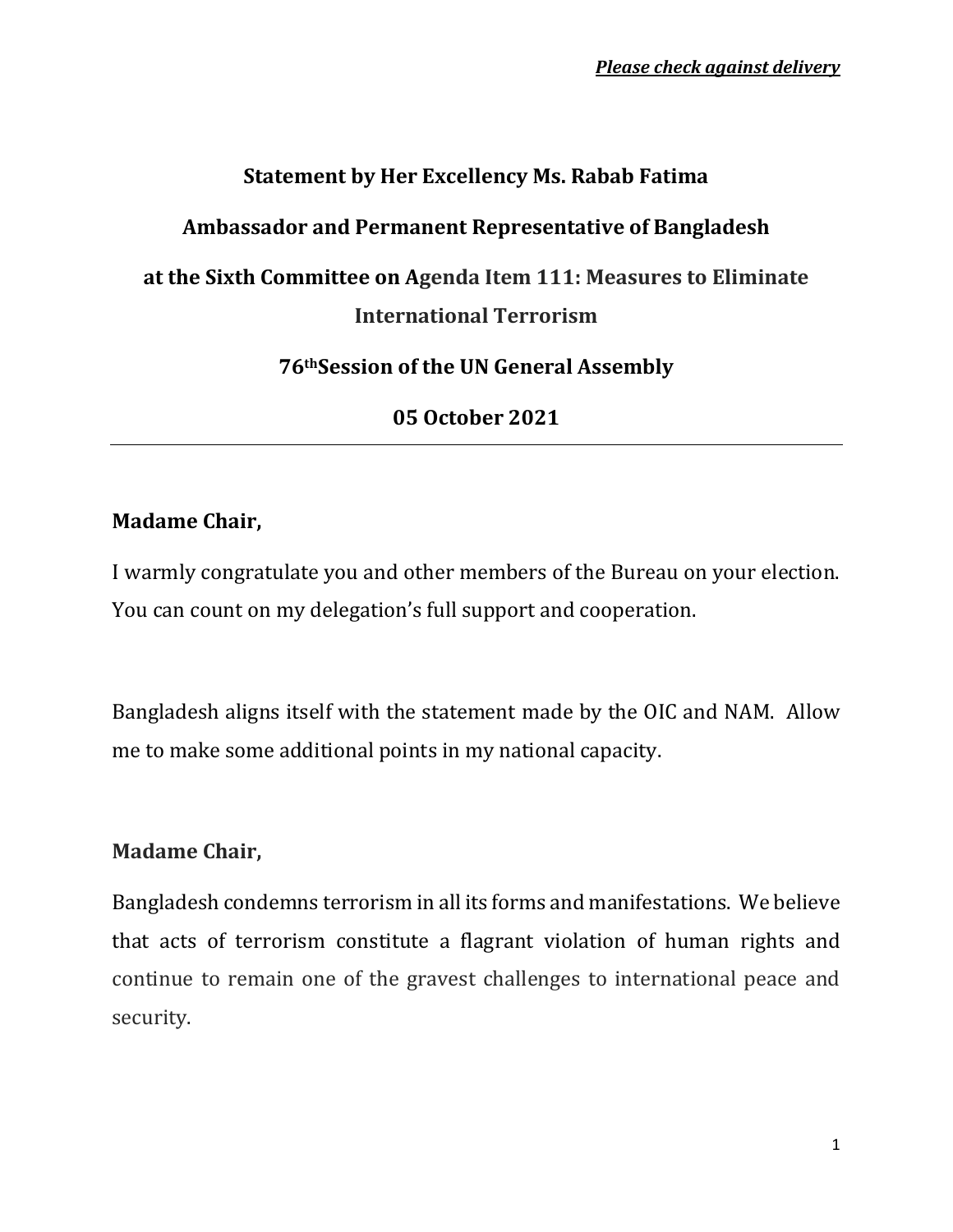***Please check against delivery***

**Statement by Her Excellency Ms. Rabab Fatima**

**Ambassador and Permanent Representative of Bangladesh**

**at the Sixth Committee on Agenda Item 111: Measures to Eliminate International Terrorism**

**76th Session of the UN General Assembly**

**05 October 2021**

---

**Madame Chair,**

I warmly congratulate you and other members of the Bureau on your election. You can count on my delegation's full support and cooperation.

Bangladesh aligns itself with the statement made by the OIC and NAM. Allow me to make some additional points in my national capacity.

**Madame Chair,**

Bangladesh condemns terrorism in all its forms and manifestations. We believe that acts of terrorism constitute a flagrant violation of human rights and continue to remain one of the gravest challenges to international peace and security.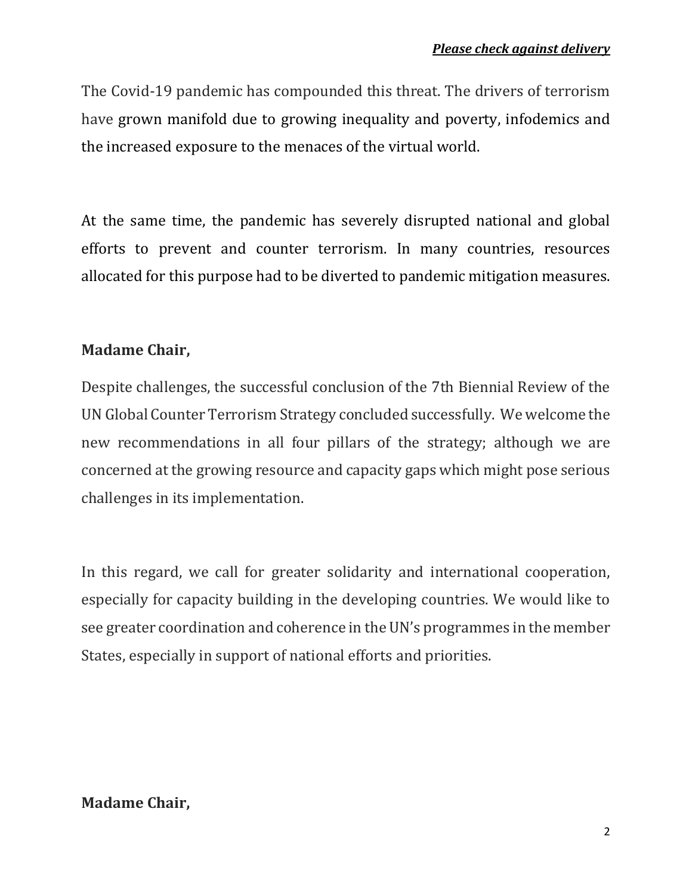The Covid-19 pandemic has compounded this threat. The drivers of terrorism have grown manifold due to growing inequality and poverty, infodemics and the increased exposure to the menaces of the virtual world.

At the same time, the pandemic has severely disrupted national and global efforts to prevent and counter terrorism. In many countries, resources allocated for this purpose had to be diverted to pandemic mitigation measures.

**Madame Chair,**

Despite challenges, the successful conclusion of the 7th Biennial Review of the UN Global Counter Terrorism Strategy concluded successfully. We welcome the new recommendations in all four pillars of the strategy; although we are concerned at the growing resource and capacity gaps which might pose serious challenges in its implementation.

In this regard, we call for greater solidarity and international cooperation, especially for capacity building in the developing countries. We would like to see greater coordination and coherence in the UN's programmes in the member States, especially in support of national efforts and priorities.

**Madame Chair,**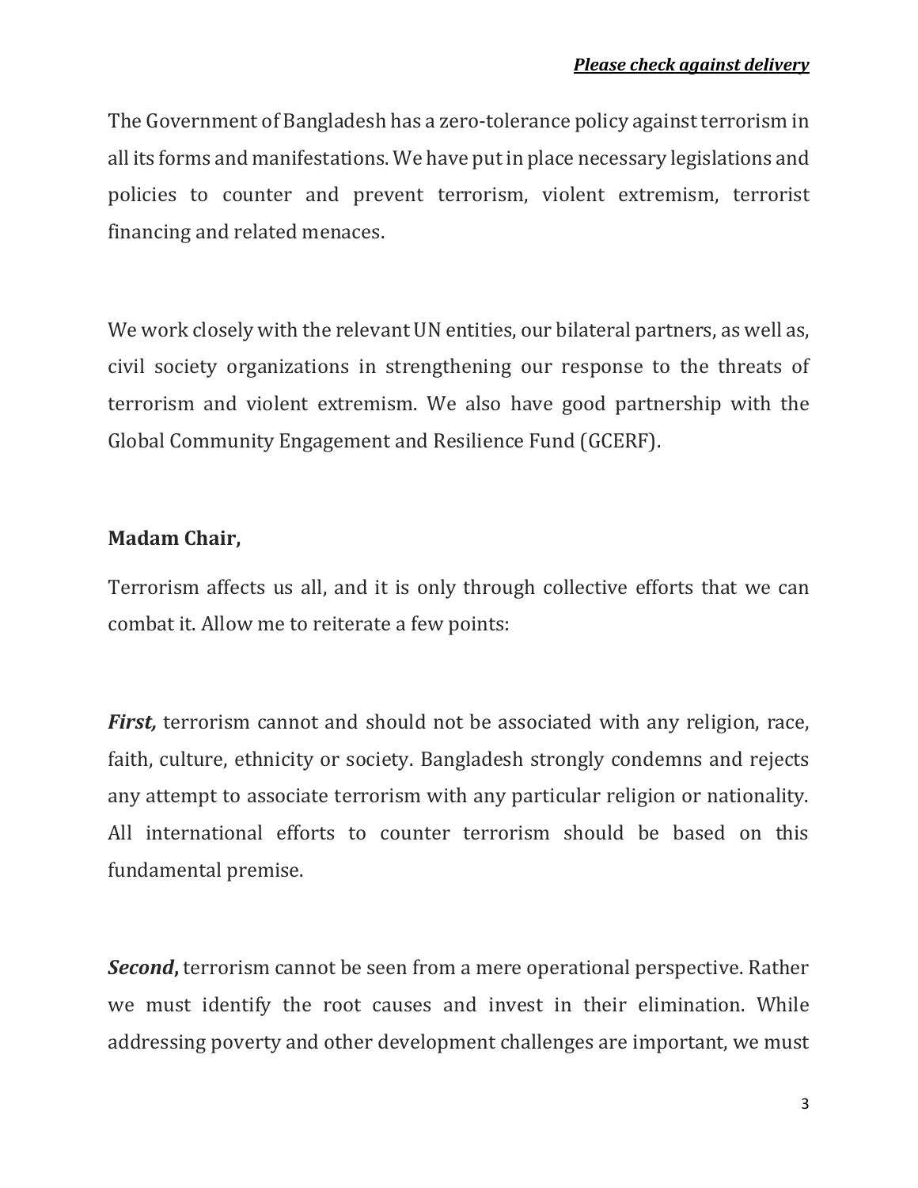The Government of Bangladesh has a zero-tolerance policy against terrorism in all its forms and manifestations. We have put in place necessary legislations and policies to counter and prevent terrorism, violent extremism, terrorist financing and related menaces.

We work closely with the relevant UN entities, our bilateral partners, as well as, civil society organizations in strengthening our response to the threats of terrorism and violent extremism. We also have good partnership with the Global Community Engagement and Resilience Fund (GCERF).

**Madam Chair,**

Terrorism affects us all, and it is only through collective efforts that we can combat it. Allow me to reiterate a few points:

***First,*** terrorism cannot and should not be associated with any religion, race, faith, culture, ethnicity or society. Bangladesh strongly condemns and rejects any attempt to associate terrorism with any particular religion or nationality. All international efforts to counter terrorism should be based on this fundamental premise.

***Second*,** terrorism cannot be seen from a mere operational perspective. Rather we must identify the root causes and invest in their elimination. While addressing poverty and other development challenges are important, we must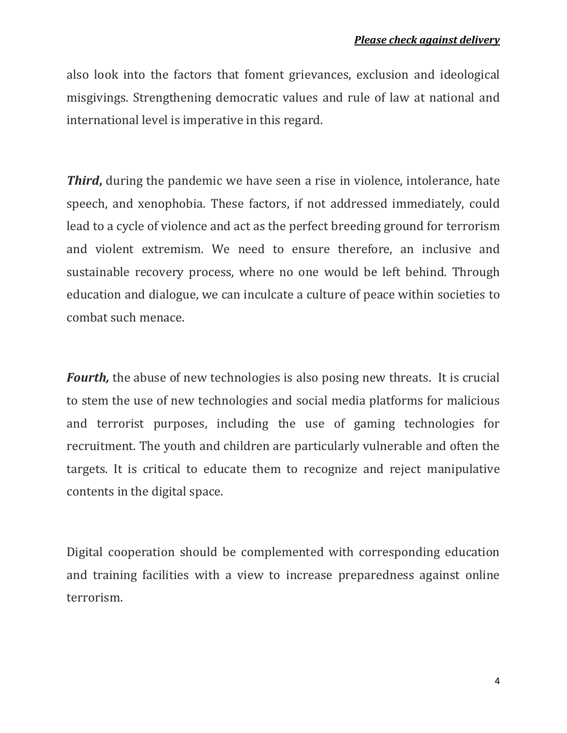also look into the factors that foment grievances, exclusion and ideological misgivings. Strengthening democratic values and rule of law at national and international level is imperative in this regard.

***Third*****,** during the pandemic we have seen a rise in violence, intolerance, hate speech, and xenophobia. These factors, if not addressed immediately, could lead to a cycle of violence and act as the perfect breeding ground for terrorism and violent extremism. We need to ensure therefore, an inclusive and sustainable recovery process, where no one would be left behind. Through education and dialogue, we can inculcate a culture of peace within societies to combat such menace.

***Fourth,*** the abuse of new technologies is also posing new threats. It is crucial to stem the use of new technologies and social media platforms for malicious and terrorist purposes, including the use of gaming technologies for recruitment. The youth and children are particularly vulnerable and often the targets. It is critical to educate them to recognize and reject manipulative contents in the digital space.

Digital cooperation should be complemented with corresponding education and training facilities with a view to increase preparedness against online terrorism.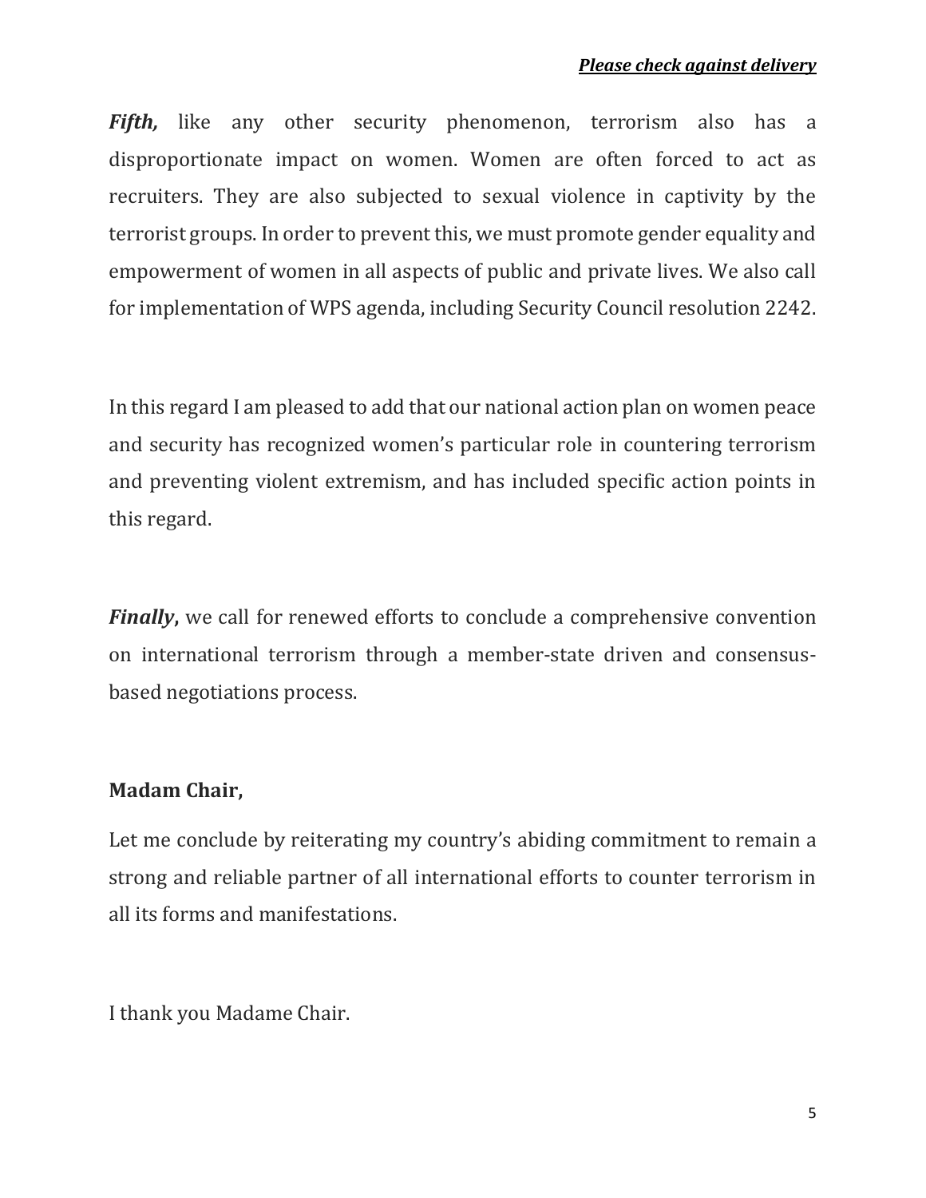***Please check against delivery***

***Fifth,*** like any other security phenomenon, terrorism also has a disproportionate impact on women. Women are often forced to act as recruiters. They are also subjected to sexual violence in captivity by the terrorist groups. In order to prevent this, we must promote gender equality and empowerment of women in all aspects of public and private lives. We also call for implementation of WPS agenda, including Security Council resolution 2242.

In this regard I am pleased to add that our national action plan on women peace and security has recognized women's particular role in countering terrorism and preventing violent extremism, and has included specific action points in this regard.

***Finally*****,** we call for renewed efforts to conclude a comprehensive convention on international terrorism through a member-state driven and consensus-based negotiations process.

**Madam Chair,**

Let me conclude by reiterating my country's abiding commitment to remain a strong and reliable partner of all international efforts to counter terrorism in all its forms and manifestations.

I thank you Madame Chair.